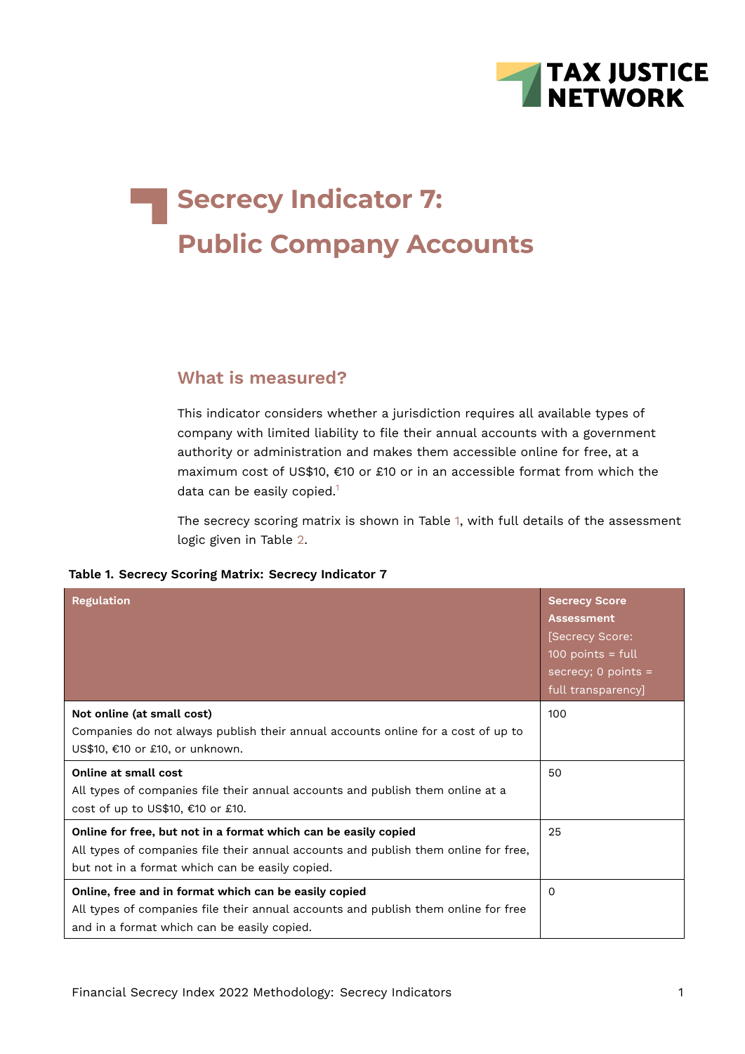# Secrecy Indicator 7: Public Company Accounts

## What is measured?

This indicator considers whether a jurisdiction requires all available types of company with limited liability to file their annual accounts with a government authority or administration and makes them accessible online for free, at a maximum cost of US$10, €10 or £10 or in an accessible format from which the data can be easily copied.[1]

The secrecy scoring matrix is shown in Table 1, with full details of the assessment logic given in Table 2.

**Table 1. Secrecy Scoring Matrix: Secrecy Indicator 7**

| Regulation | Secrecy Score Assessment [Secrecy Score: 100 points = full secrecy; 0 points = full transparency] |
|---|---|
| **Not online (at small cost)** Companies do not always publish their annual accounts online for a cost of up to US$10, €10 or £10, or unknown. | 100 |
| **Online at small cost** All types of companies file their annual accounts and publish them online at a cost of up to US$10, €10 or £10. | 50 |
| **Online for free, but not in a format which can be easily copied** All types of companies file their annual accounts and publish them online for free, but not in a format which can be easily copied. | 25 |
| **Online, free and in format which can be easily copied** All types of companies file their annual accounts and publish them online for free and in a format which can be easily copied. | 0 |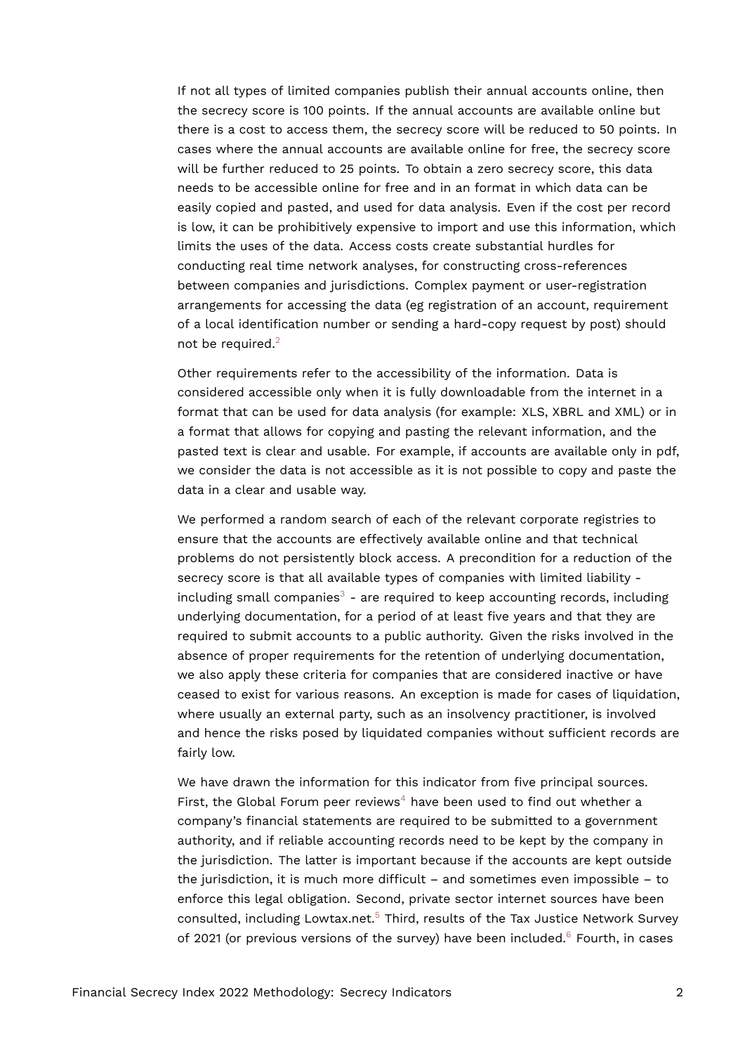If not all types of limited companies publish their annual accounts online, then the secrecy score is 100 points. If the annual accounts are available online but there is a cost to access them, the secrecy score will be reduced to 50 points. In cases where the annual accounts are available online for free, the secrecy score will be further reduced to 25 points. To obtain a zero secrecy score, this data needs to be accessible online for free and in an format in which data can be easily copied and pasted, and used for data analysis. Even if the cost per record is low, it can be prohibitively expensive to import and use this information, which limits the uses of the data. Access costs create substantial hurdles for conducting real time network analyses, for constructing cross-references between companies and jurisdictions. Complex payment or user-registration arrangements for accessing the data (eg registration of an account, requirement of a local identification number or sending a hard-copy request by post) should not be required.[2]

Other requirements refer to the accessibility of the information. Data is considered accessible only when it is fully downloadable from the internet in a format that can be used for data analysis (for example: XLS, XBRL and XML) or in a format that allows for copying and pasting the relevant information, and the pasted text is clear and usable. For example, if accounts are available only in pdf, we consider the data is not accessible as it is not possible to copy and paste the data in a clear and usable way.

We performed a random search of each of the relevant corporate registries to ensure that the accounts are effectively available online and that technical problems do not persistently block access. A precondition for a reduction of the secrecy score is that all available types of companies with limited liability - including small companies[3] - are required to keep accounting records, including underlying documentation, for a period of at least five years and that they are required to submit accounts to a public authority. Given the risks involved in the absence of proper requirements for the retention of underlying documentation, we also apply these criteria for companies that are considered inactive or have ceased to exist for various reasons. An exception is made for cases of liquidation, where usually an external party, such as an insolvency practitioner, is involved and hence the risks posed by liquidated companies without sufficient records are fairly low.

We have drawn the information for this indicator from five principal sources. First, the Global Forum peer reviews[4] have been used to find out whether a company's financial statements are required to be submitted to a government authority, and if reliable accounting records need to be kept by the company in the jurisdiction. The latter is important because if the accounts are kept outside the jurisdiction, it is much more difficult – and sometimes even impossible – to enforce this legal obligation. Second, private sector internet sources have been consulted, including Lowtax.net.[5] Third, results of the Tax Justice Network Survey of 2021 (or previous versions of the survey) have been included.[6] Fourth, in cases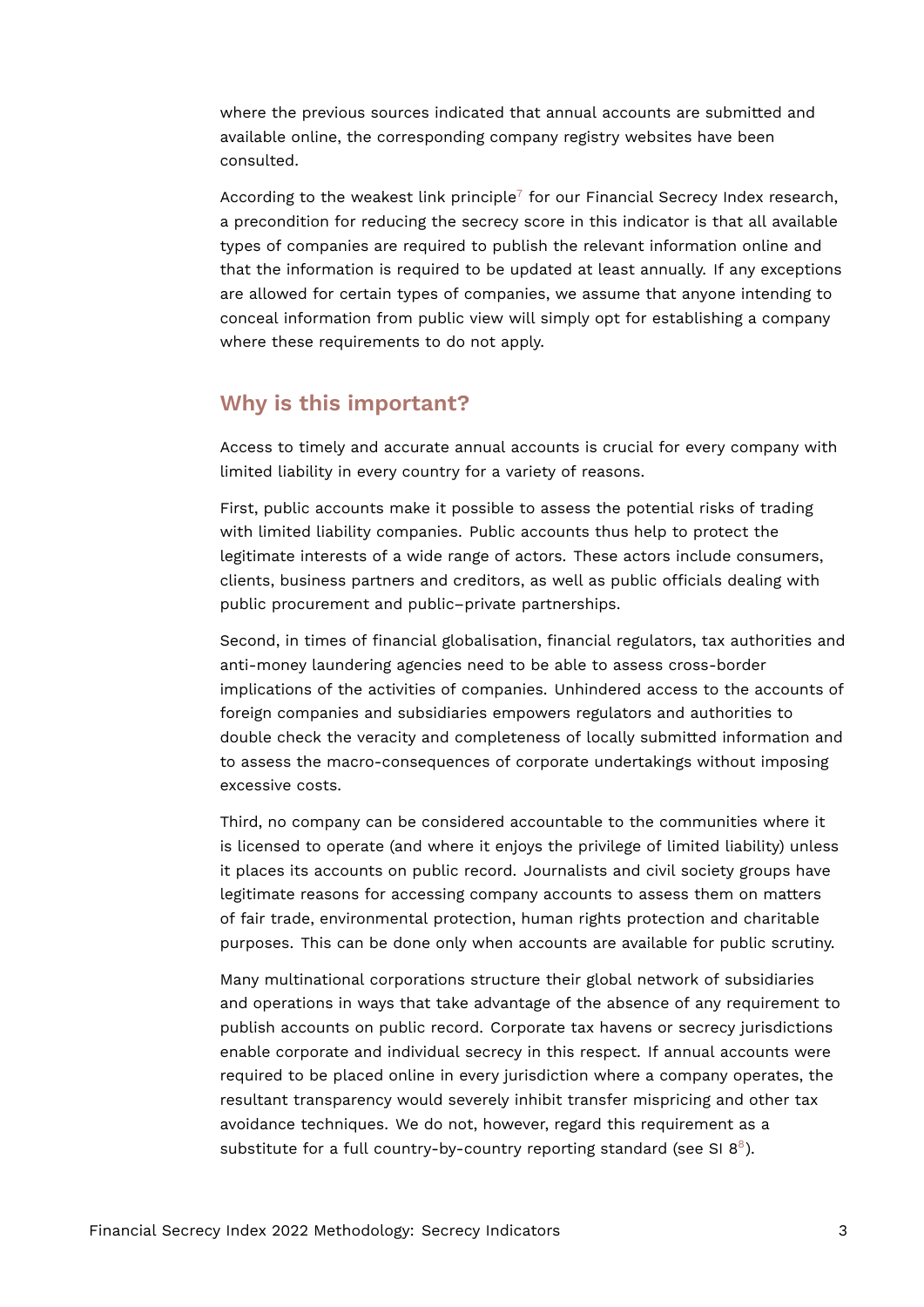where the previous sources indicated that annual accounts are submitted and available online, the corresponding company registry websites have been consulted.

According to the weakest link principle[7] for our Financial Secrecy Index research, a precondition for reducing the secrecy score in this indicator is that all available types of companies are required to publish the relevant information online and that the information is required to be updated at least annually. If any exceptions are allowed for certain types of companies, we assume that anyone intending to conceal information from public view will simply opt for establishing a company where these requirements to do not apply.

## Why is this important?

Access to timely and accurate annual accounts is crucial for every company with limited liability in every country for a variety of reasons.

First, public accounts make it possible to assess the potential risks of trading with limited liability companies. Public accounts thus help to protect the legitimate interests of a wide range of actors. These actors include consumers, clients, business partners and creditors, as well as public officials dealing with public procurement and public–private partnerships.

Second, in times of financial globalisation, financial regulators, tax authorities and anti-money laundering agencies need to be able to assess cross-border implications of the activities of companies. Unhindered access to the accounts of foreign companies and subsidiaries empowers regulators and authorities to double check the veracity and completeness of locally submitted information and to assess the macro-consequences of corporate undertakings without imposing excessive costs.

Third, no company can be considered accountable to the communities where it is licensed to operate (and where it enjoys the privilege of limited liability) unless it places its accounts on public record. Journalists and civil society groups have legitimate reasons for accessing company accounts to assess them on matters of fair trade, environmental protection, human rights protection and charitable purposes. This can be done only when accounts are available for public scrutiny.

Many multinational corporations structure their global network of subsidiaries and operations in ways that take advantage of the absence of any requirement to publish accounts on public record. Corporate tax havens or secrecy jurisdictions enable corporate and individual secrecy in this respect. If annual accounts were required to be placed online in every jurisdiction where a company operates, the resultant transparency would severely inhibit transfer mispricing and other tax avoidance techniques. We do not, however, regard this requirement as a substitute for a full country-by-country reporting standard (see SI 8[8]).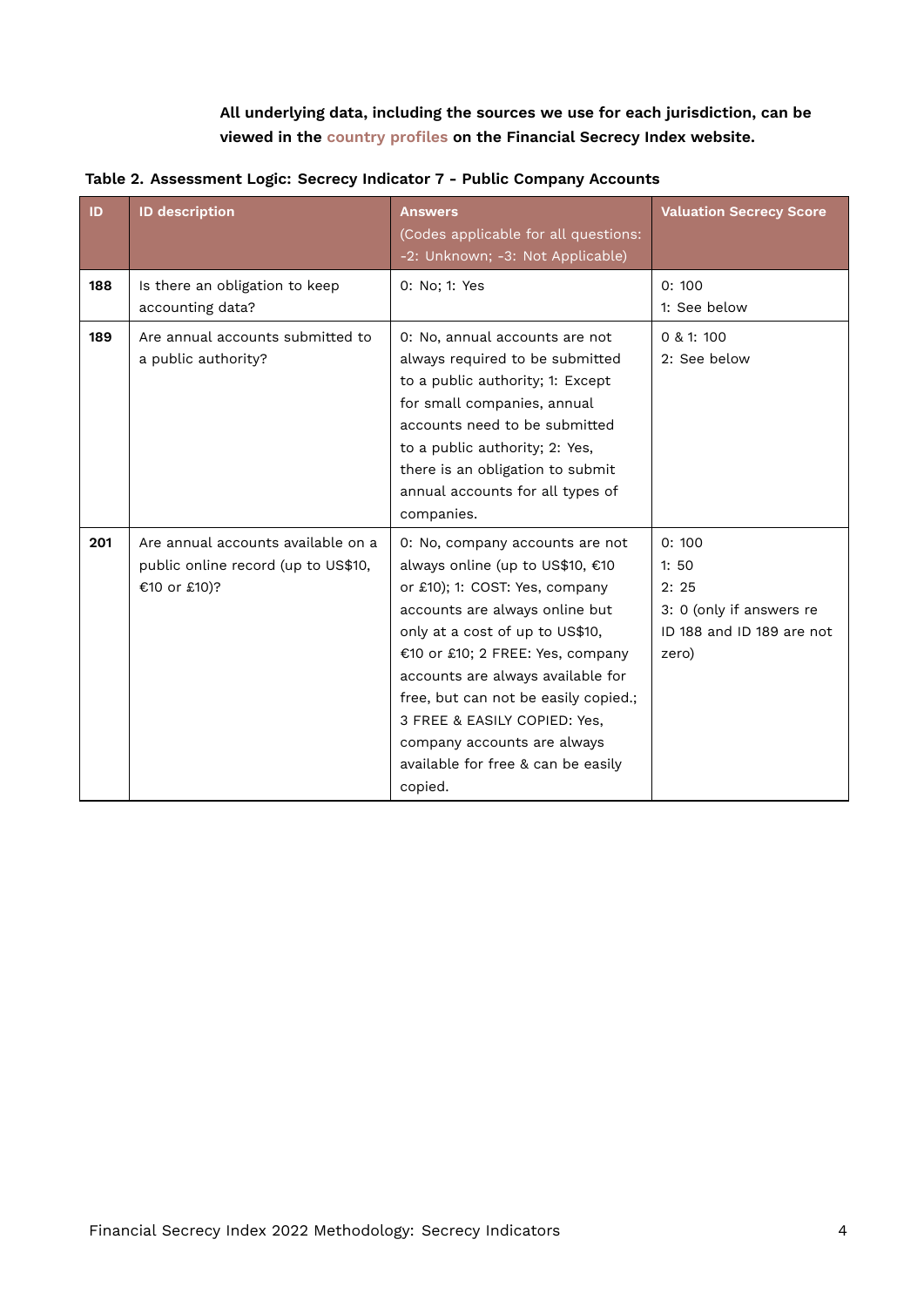**All underlying data, including the sources we use for each jurisdiction, can be viewed in the country profiles on the Financial Secrecy Index website.**

**Table 2. Assessment Logic: Secrecy Indicator 7 - Public Company Accounts**

| ID | ID description | Answers (Codes applicable for all questions: -2: Unknown; -3: Not Applicable) | Valuation Secrecy Score |
|---|---|---|---|
| **188** | Is there an obligation to keep accounting data? | 0: No; 1: Yes | 0: 100<br>1: See below |
| **189** | Are annual accounts submitted to a public authority? | 0: No, annual accounts are not always required to be submitted to a public authority; 1: Except for small companies, annual accounts need to be submitted to a public authority; 2: Yes, there is an obligation to submit annual accounts for all types of companies. | 0 & 1: 100<br>2: See below |
| **201** | Are annual accounts available on a public online record (up to US$10, €10 or £10)? | 0: No, company accounts are not always online (up to US$10, €10 or £10); 1: COST: Yes, company accounts are always online but only at a cost of up to US$10, €10 or £10; 2 FREE: Yes, company accounts are always available for free, but can not be easily copied.; 3 FREE & EASILY COPIED: Yes, company accounts are always available for free & can be easily copied. | 0: 100<br>1: 50<br>2: 25<br>3: 0 (only if answers re ID 188 and ID 189 are not zero) |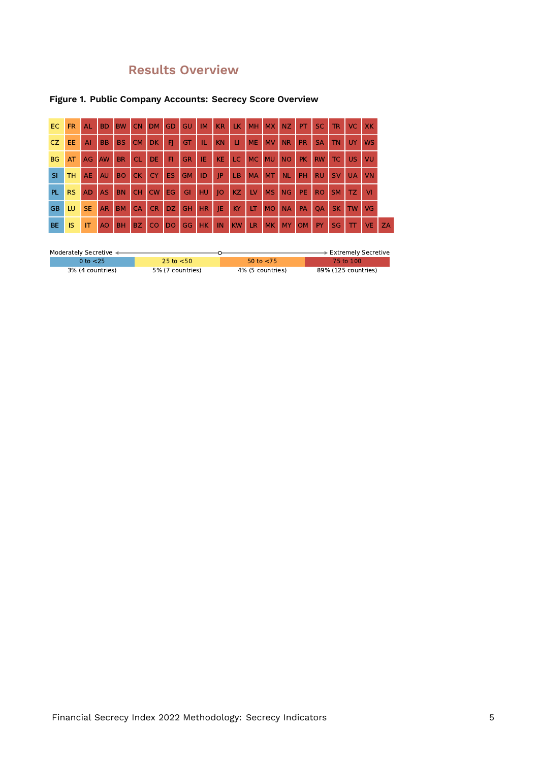## Results Overview

**Figure 1. Public Company Accounts: Secrecy Score Overview**

| | | | | | | | | | | | | | | | | | | | | |
|---|---|---|---|---|---|---|---|---|---|---|---|---|---|---|---|---|---|---|---|---|
| EC | FR | AL | BD | BW | CN | DM | GD | GU | IM | KR | LK | MH | MX | NZ | PT | SC | TR | VC | XK | |
| CZ | EE | AI | BB | BS | CM | DK | FJ | GT | IL | KN | LI | ME | MV | NR | PR | SA | TN | UY | WS | |
| BG | AT | AG | AW | BR | CL | DE | FI | GR | IE | KE | LC | MC | MU | NO | PK | RW | TC | US | VU | |
| SI | TH | AE | AU | BO | CK | CY | ES | GM | ID | JP | LB | MA | MT | NL | PH | RU | SV | UA | VN | |
| PL | RS | AD | AS | BN | CH | CW | EG | GI | HU | JO | KZ | LV | MS | NG | PE | RO | SM | TZ | VI | |
| GB | LU | SE | AR | BM | CA | CR | DZ | GH | HR | JE | KY | LT | MO | NA | PA | QA | SK | TW | VG | |
| BE | IS | IT | AO | BH | BZ | CO | DO | GG | HK | IN | KW | LR | MK | MY | OM | PY | SG | TT | VE | ZA |

Moderately Secretive ← → Extremely Secretive

| 0 to <25 | 25 to <50 | 50 to <75 | 75 to 100 |
|---|---|---|---|
| 3% (4 countries) | 5% (7 countries) | 4% (5 countries) | 89% (125 countries) |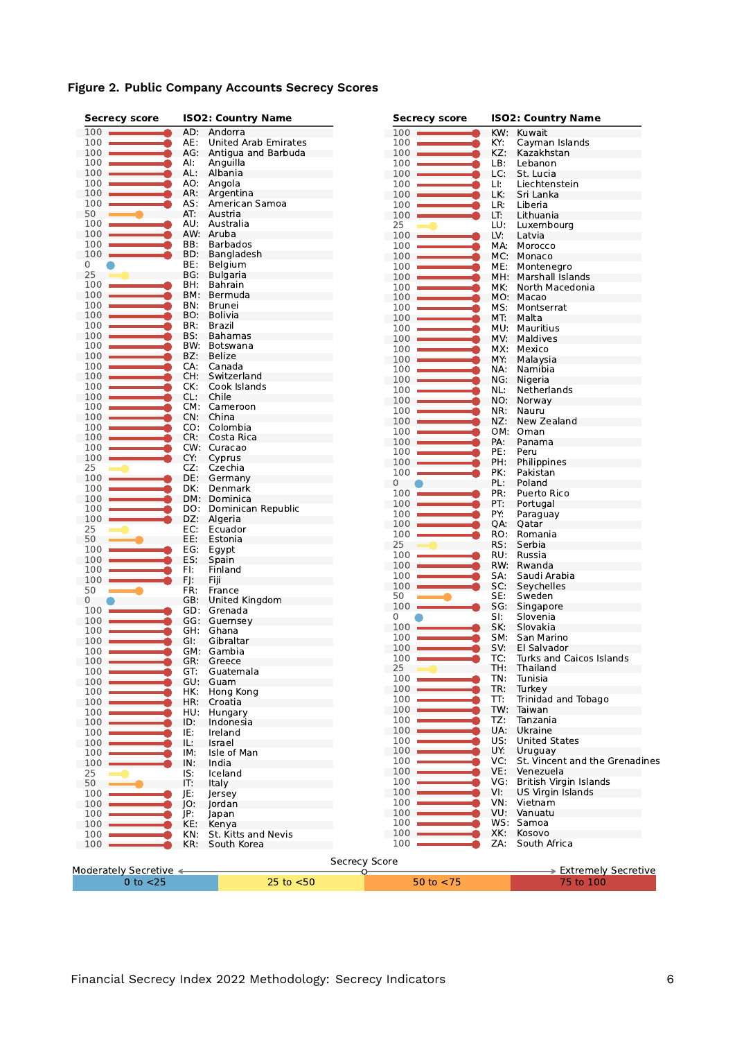**Figure 2. Public Company Accounts Secrecy Scores**

| Secrecy score | ISO2: Country Name |
|---|---|
| 100 | AD: Andorra |
| 100 | AE: United Arab Emirates |
| 100 | AG: Antigua and Barbuda |
| 100 | AI: Anguilla |
| 100 | AL: Albania |
| 100 | AO: Angola |
| 100 | AR: Argentina |
| 100 | AS: American Samoa |
| 50 | AT: Austria |
| 100 | AU: Australia |
| 100 | AW: Aruba |
| 100 | BB: Barbados |
| 100 | BD: Bangladesh |
| 0 | BE: Belgium |
| 25 | BG: Bulgaria |
| 100 | BH: Bahrain |
| 100 | BM: Bermuda |
| 100 | BN: Brunei |
| 100 | BO: Bolivia |
| 100 | BR: Brazil |
| 100 | BS: Bahamas |
| 100 | BW: Botswana |
| 100 | BZ: Belize |
| 100 | CA: Canada |
| 100 | CH: Switzerland |
| 100 | CK: Cook Islands |
| 100 | CL: Chile |
| 100 | CM: Cameroon |
| 100 | CN: China |
| 100 | CO: Colombia |
| 100 | CR: Costa Rica |
| 100 | CW: Curacao |
| 100 | CY: Cyprus |
| 25 | CZ: Czechia |
| 100 | DE: Germany |
| 100 | DK: Denmark |
| 100 | DM: Dominica |
| 100 | DO: Dominican Republic |
| 100 | DZ: Algeria |
| 25 | EC: Ecuador |
| 50 | EE: Estonia |
| 100 | EG: Egypt |
| 100 | ES: Spain |
| 100 | FI: Finland |
| 100 | FJ: Fiji |
| 50 | FR: France |
| 0 | GB: United Kingdom |
| 100 | GD: Grenada |
| 100 | GG: Guernsey |
| 100 | GH: Ghana |
| 100 | GI: Gibraltar |
| 100 | GM: Gambia |
| 100 | GR: Greece |
| 100 | GT: Guatemala |
| 100 | GU: Guam |
| 100 | HK: Hong Kong |
| 100 | HR: Croatia |
| 100 | HU: Hungary |
| 100 | ID: Indonesia |
| 100 | IE: Ireland |
| 100 | IL: Israel |
| 100 | IM: Isle of Man |
| 100 | IN: India |
| 25 | IS: Iceland |
| 50 | IT: Italy |
| 100 | JE: Jersey |
| 100 | JO: Jordan |
| 100 | JP: Japan |
| 100 | KE: Kenya |
| 100 | KN: St. Kitts and Nevis |
| 100 | KR: South Korea |
| 100 | KW: Kuwait |
| 100 | KY: Cayman Islands |
| 100 | KZ: Kazakhstan |
| 100 | LB: Lebanon |
| 100 | LC: St. Lucia |
| 100 | LI: Liechtenstein |
| 100 | LK: Sri Lanka |
| 100 | LR: Liberia |
| 100 | LT: Lithuania |
| 25 | LU: Luxembourg |
| 100 | LV: Latvia |
| 100 | MA: Morocco |
| 100 | MC: Monaco |
| 100 | ME: Montenegro |
| 100 | MH: Marshall Islands |
| 100 | MK: North Macedonia |
| 100 | MO: Macao |
| 100 | MS: Montserrat |
| 100 | MT: Malta |
| 100 | MU: Mauritius |
| 100 | MV: Maldives |
| 100 | MX: Mexico |
| 100 | MY: Malaysia |
| 100 | NA: Namibia |
| 100 | NG: Nigeria |
| 100 | NL: Netherlands |
| 100 | NO: Norway |
| 100 | NR: Nauru |
| 100 | NZ: New Zealand |
| 100 | OM: Oman |
| 100 | PA: Panama |
| 100 | PE: Peru |
| 100 | PH: Philippines |
| 100 | PK: Pakistan |
| 0 | PL: Poland |
| 100 | PR: Puerto Rico |
| 100 | PT: Portugal |
| 100 | PY: Paraguay |
| 100 | QA: Qatar |
| 100 | RO: Romania |
| 25 | RS: Serbia |
| 100 | RU: Russia |
| 100 | RW: Rwanda |
| 100 | SA: Saudi Arabia |
| 100 | SC: Seychelles |
| 50 | SE: Sweden |
| 100 | SG: Singapore |
| 0 | SI: Slovenia |
| 100 | SK: Slovakia |
| 100 | SM: San Marino |
| 100 | SV: El Salvador |
| 100 | TC: Turks and Caicos Islands |
| 25 | TH: Thailand |
| 100 | TN: Tunisia |
| 100 | TR: Turkey |
| 100 | TT: Trinidad and Tobago |
| 100 | TW: Taiwan |
| 100 | TZ: Tanzania |
| 100 | UA: Ukraine |
| 100 | US: United States |
| 100 | UY: Uruguay |
| 100 | VC: St. Vincent and the Grenadines |
| 100 | VE: Venezuela |
| 100 | VG: British Virgin Islands |
| 100 | VI: US Virgin Islands |
| 100 | VN: Vietnam |
| 100 | VU: Vanuatu |
| 100 | WS: Samoa |
| 100 | XK: Kosovo |
| 100 | ZA: South Africa |

Secrecy Score: Moderately Secretive ← → Extremely Secretive

| 0 to <25 | 25 to <50 | 50 to <75 | 75 to 100 |
|---|---|---|---|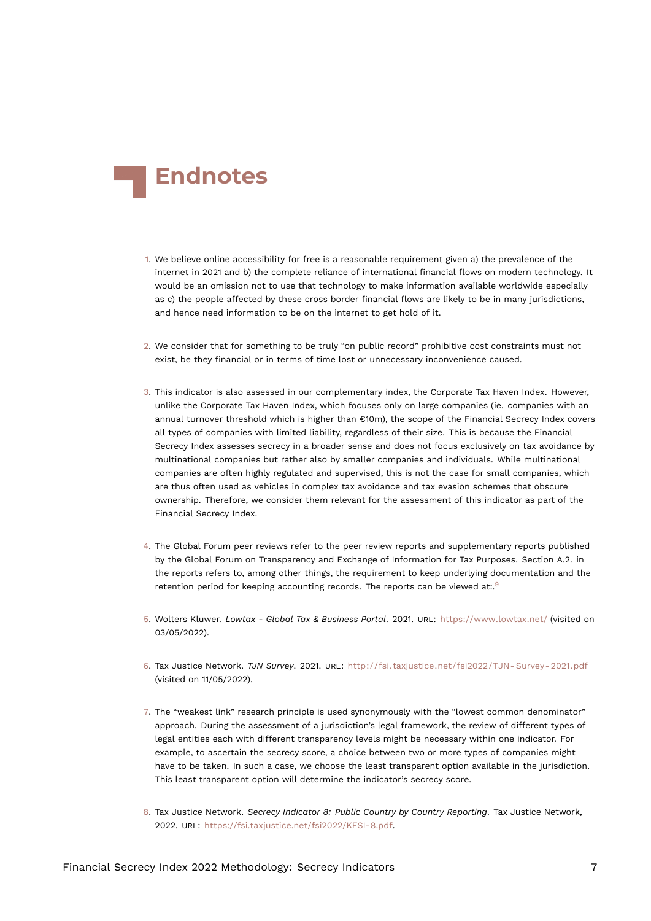# Endnotes

1. We believe online accessibility for free is a reasonable requirement given a) the prevalence of the internet in 2021 and b) the complete reliance of international financial flows on modern technology. It would be an omission not to use that technology to make information available worldwide especially as c) the people affected by these cross border financial flows are likely to be in many jurisdictions, and hence need information to be on the internet to get hold of it.

2. We consider that for something to be truly "on public record" prohibitive cost constraints must not exist, be they financial or in terms of time lost or unnecessary inconvenience caused.

3. This indicator is also assessed in our complementary index, the Corporate Tax Haven Index. However, unlike the Corporate Tax Haven Index, which focuses only on large companies (ie. companies with an annual turnover threshold which is higher than €10m), the scope of the Financial Secrecy Index covers all types of companies with limited liability, regardless of their size. This is because the Financial Secrecy Index assesses secrecy in a broader sense and does not focus exclusively on tax avoidance by multinational companies but rather also by smaller companies and individuals. While multinational companies are often highly regulated and supervised, this is not the case for small companies, which are thus often used as vehicles in complex tax avoidance and tax evasion schemes that obscure ownership. Therefore, we consider them relevant for the assessment of this indicator as part of the Financial Secrecy Index.

4. The Global Forum peer reviews refer to the peer review reports and supplementary reports published by the Global Forum on Transparency and Exchange of Information for Tax Purposes. Section A.2. in the reports refers to, among other things, the requirement to keep underlying documentation and the retention period for keeping accounting records. The reports can be viewed at:.[9]

5. Wolters Kluwer. *Lowtax - Global Tax & Business Portal*. 2021. URL: https://www.lowtax.net/ (visited on 03/05/2022).

6. Tax Justice Network. *TJN Survey*. 2021. URL: http://fsi.taxjustice.net/fsi2022/TJN-Survey-2021.pdf (visited on 11/05/2022).

7. The "weakest link" research principle is used synonymously with the "lowest common denominator" approach. During the assessment of a jurisdiction's legal framework, the review of different types of legal entities each with different transparency levels might be necessary within one indicator. For example, to ascertain the secrecy score, a choice between two or more types of companies might have to be taken. In such a case, we choose the least transparent option available in the jurisdiction. This least transparent option will determine the indicator's secrecy score.

8. Tax Justice Network. *Secrecy Indicator 8: Public Country by Country Reporting*. Tax Justice Network, 2022. URL: https://fsi.taxjustice.net/fsi2022/KFSI-8.pdf.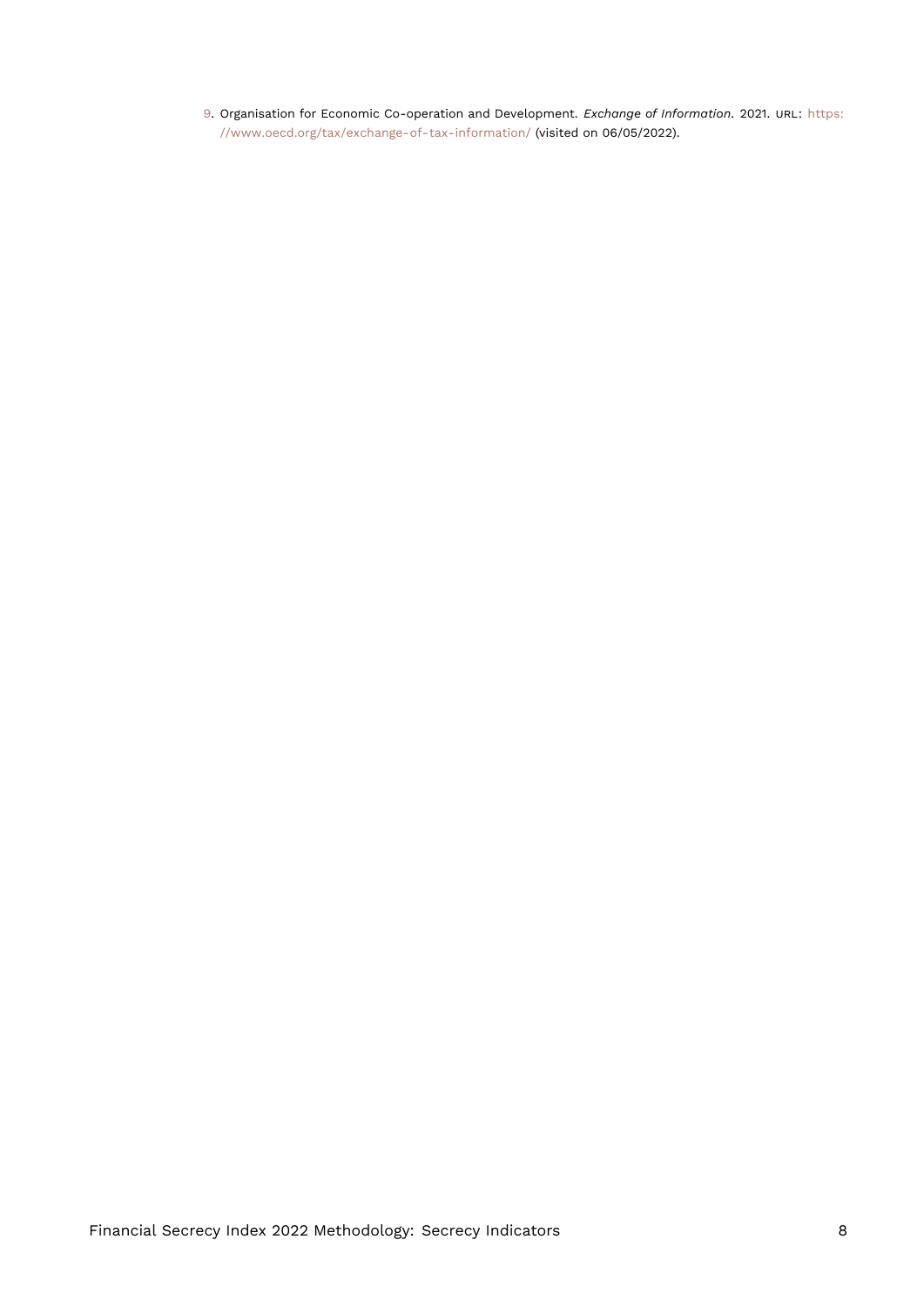9. Organisation for Economic Co-operation and Development. *Exchange of Information*. 2021. URL: https://www.oecd.org/tax/exchange-of-tax-information/ (visited on 06/05/2022).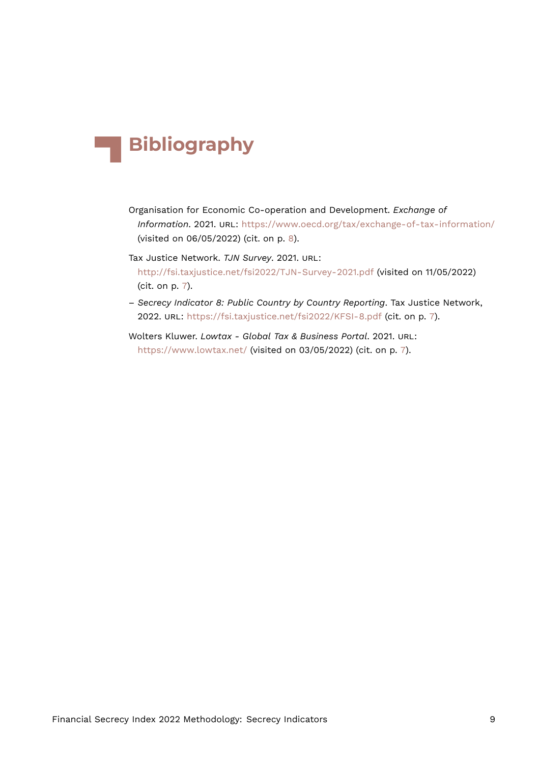# Bibliography

Organisation for Economic Co-operation and Development. *Exchange of Information*. 2021. URL: https://www.oecd.org/tax/exchange-of-tax-information/ (visited on 06/05/2022) (cit. on p. 8).

Tax Justice Network. *TJN Survey*. 2021. URL: http://fsi.taxjustice.net/fsi2022/TJN-Survey-2021.pdf (visited on 11/05/2022) (cit. on p. 7).

– *Secrecy Indicator 8: Public Country by Country Reporting*. Tax Justice Network, 2022. URL: https://fsi.taxjustice.net/fsi2022/KFSI-8.pdf (cit. on p. 7).

Wolters Kluwer. *Lowtax - Global Tax & Business Portal*. 2021. URL: https://www.lowtax.net/ (visited on 03/05/2022) (cit. on p. 7).